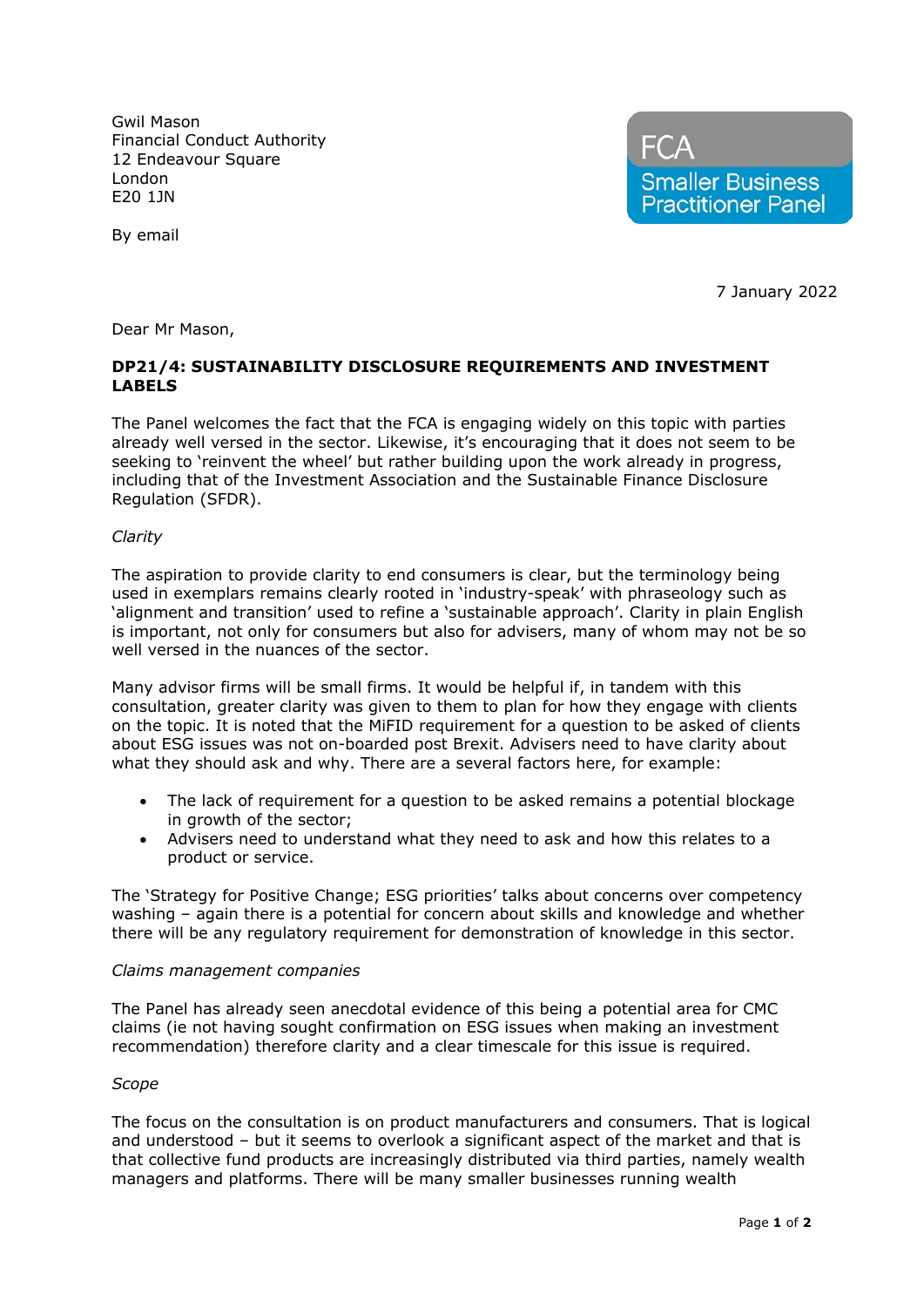Gwil Mason
Financial Conduct Authority
12 Endeavour Square
London
E20 1JN

FCA
Smaller Business Practitioner Panel

By email

7 January 2022

Dear Mr Mason,

**DP21/4: SUSTAINABILITY DISCLOSURE REQUIREMENTS AND INVESTMENT LABELS**

The Panel welcomes the fact that the FCA is engaging widely on this topic with parties already well versed in the sector. Likewise, it's encouraging that it does not seem to be seeking to 'reinvent the wheel' but rather building upon the work already in progress, including that of the Investment Association and the Sustainable Finance Disclosure Regulation (SFDR).

*Clarity*

The aspiration to provide clarity to end consumers is clear, but the terminology being used in exemplars remains clearly rooted in 'industry-speak' with phraseology such as 'alignment and transition' used to refine a 'sustainable approach'. Clarity in plain English is important, not only for consumers but also for advisers, many of whom may not be so well versed in the nuances of the sector.

Many advisor firms will be small firms. It would be helpful if, in tandem with this consultation, greater clarity was given to them to plan for how they engage with clients on the topic. It is noted that the MiFID requirement for a question to be asked of clients about ESG issues was not on-boarded post Brexit. Advisers need to have clarity about what they should ask and why. There are a several factors here, for example:

- The lack of requirement for a question to be asked remains a potential blockage in growth of the sector;
- Advisers need to understand what they need to ask and how this relates to a product or service.

The 'Strategy for Positive Change; ESG priorities' talks about concerns over competency washing – again there is a potential for concern about skills and knowledge and whether there will be any regulatory requirement for demonstration of knowledge in this sector.

*Claims management companies*

The Panel has already seen anecdotal evidence of this being a potential area for CMC claims (ie not having sought confirmation on ESG issues when making an investment recommendation) therefore clarity and a clear timescale for this issue is required.

*Scope*

The focus on the consultation is on product manufacturers and consumers. That is logical and understood – but it seems to overlook a significant aspect of the market and that is that collective fund products are increasingly distributed via third parties, namely wealth managers and platforms. There will be many smaller businesses running wealth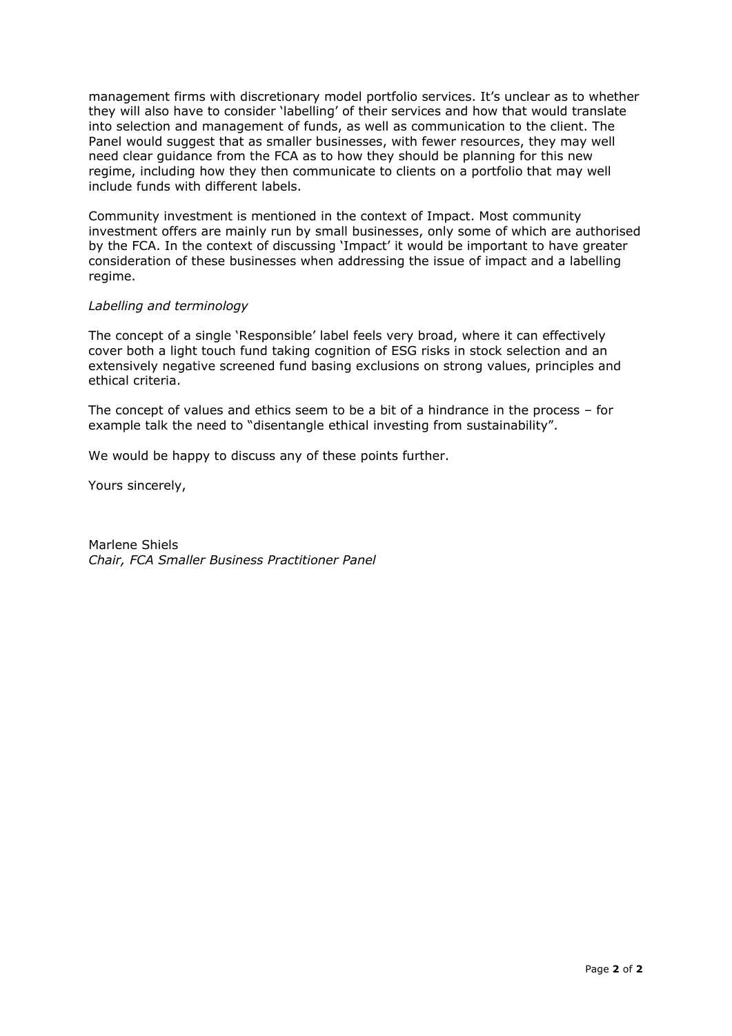management firms with discretionary model portfolio services. It's unclear as to whether they will also have to consider 'labelling' of their services and how that would translate into selection and management of funds, as well as communication to the client. The Panel would suggest that as smaller businesses, with fewer resources, they may well need clear guidance from the FCA as to how they should be planning for this new regime, including how they then communicate to clients on a portfolio that may well include funds with different labels.

Community investment is mentioned in the context of Impact. Most community investment offers are mainly run by small businesses, only some of which are authorised by the FCA. In the context of discussing 'Impact' it would be important to have greater consideration of these businesses when addressing the issue of impact and a labelling regime.

*Labelling and terminology*

The concept of a single 'Responsible' label feels very broad, where it can effectively cover both a light touch fund taking cognition of ESG risks in stock selection and an extensively negative screened fund basing exclusions on strong values, principles and ethical criteria.

The concept of values and ethics seem to be a bit of a hindrance in the process – for example talk the need to "disentangle ethical investing from sustainability".

We would be happy to discuss any of these points further.

Yours sincerely,

Marlene Shiels
*Chair, FCA Smaller Business Practitioner Panel*